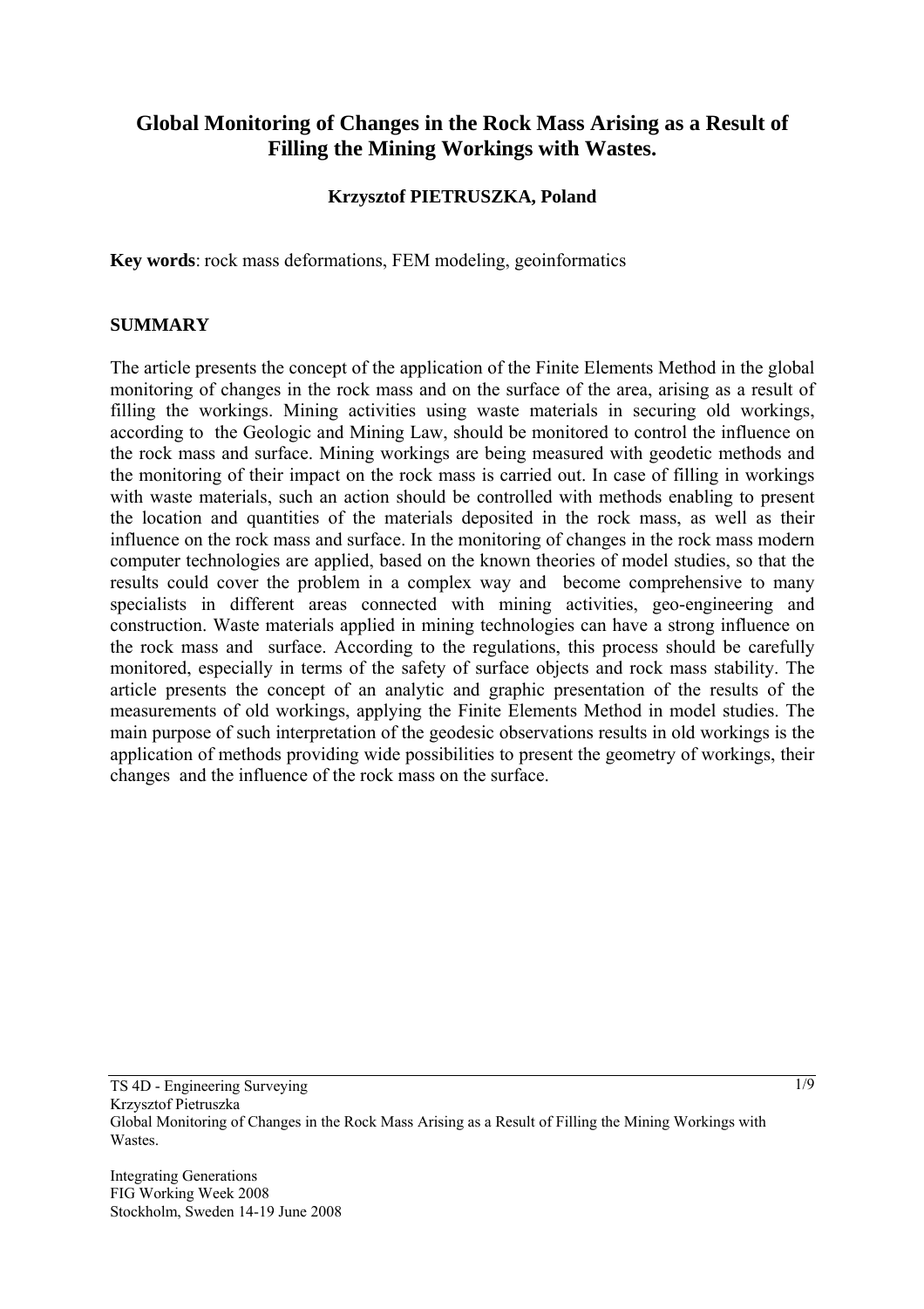# Global Monitoring of Changes in the Rock Mass Arising as a Result of Filling the Mining Workings with Wastes.

**Krzysztof PIETRUSZKA, Poland**

**Key words**: rock mass deformations, FEM modeling, geoinformatics

## SUMMARY

The article presents the concept of the application of the Finite Elements Method in the global monitoring of changes in the rock mass and on the surface of the area, arising as a result of filling the workings. Mining activities using waste materials in securing old workings, according to the Geologic and Mining Law, should be monitored to control the influence on the rock mass and surface. Mining workings are being measured with geodetic methods and the monitoring of their impact on the rock mass is carried out. In case of filling in workings with waste materials, such an action should be controlled with methods enabling to present the location and quantities of the materials deposited in the rock mass, as well as their influence on the rock mass and surface. In the monitoring of changes in the rock mass modern computer technologies are applied, based on the known theories of model studies, so that the results could cover the problem in a complex way and become comprehensive to many specialists in different areas connected with mining activities, geo-engineering and construction. Waste materials applied in mining technologies can have a strong influence on the rock mass and surface. According to the regulations, this process should be carefully monitored, especially in terms of the safety of surface objects and rock mass stability. The article presents the concept of an analytic and graphic presentation of the results of the measurements of old workings, applying the Finite Elements Method in model studies. The main purpose of such interpretation of the geodesic observations results in old workings is the application of methods providing wide possibilities to present the geometry of workings, their changes and the influence of the rock mass on the surface.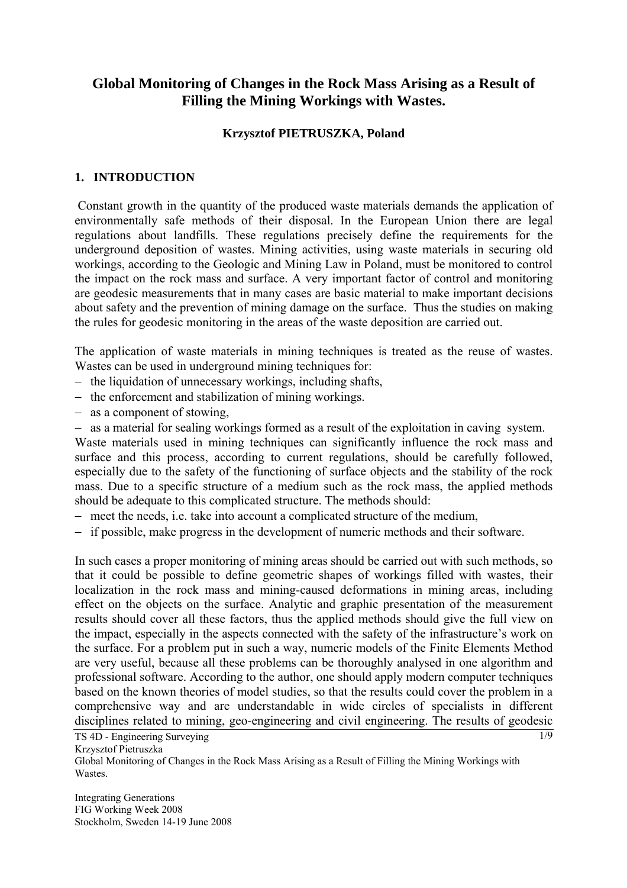# Global Monitoring of Changes in the Rock Mass Arising as a Result of Filling the Mining Workings with Wastes.

**Krzysztof PIETRUSZKA, Poland**

## 1. INTRODUCTION

Constant growth in the quantity of the produced waste materials demands the application of environmentally safe methods of their disposal. In the European Union there are legal regulations about landfills. These regulations precisely define the requirements for the underground deposition of wastes. Mining activities, using waste materials in securing old workings, according to the Geologic and Mining Law in Poland, must be monitored to control the impact on the rock mass and surface. A very important factor of control and monitoring are geodesic measurements that in many cases are basic material to make important decisions about safety and the prevention of mining damage on the surface. Thus the studies on making the rules for geodesic monitoring in the areas of the waste deposition are carried out.

The application of waste materials in mining techniques is treated as the reuse of wastes. Wastes can be used in underground mining techniques for:

- the liquidation of unnecessary workings, including shafts,
- the enforcement and stabilization of mining workings.
- as a component of stowing,
- as a material for sealing workings formed as a result of the exploitation in caving system.

Waste materials used in mining techniques can significantly influence the rock mass and surface and this process, according to current regulations, should be carefully followed, especially due to the safety of the functioning of surface objects and the stability of the rock mass. Due to a specific structure of a medium such as the rock mass, the applied methods should be adequate to this complicated structure. The methods should:

- meet the needs, i.e. take into account a complicated structure of the medium,
- if possible, make progress in the development of numeric methods and their software.

In such cases a proper monitoring of mining areas should be carried out with such methods, so that it could be possible to define geometric shapes of workings filled with wastes, their localization in the rock mass and mining-caused deformations in mining areas, including effect on the objects on the surface. Analytic and graphic presentation of the measurement results should cover all these factors, thus the applied methods should give the full view on the impact, especially in the aspects connected with the safety of the infrastructure's work on the surface. For a problem put in such a way, numeric models of the Finite Elements Method are very useful, because all these problems can be thoroughly analysed in one algorithm and professional software. According to the author, one should apply modern computer techniques based on the known theories of model studies, so that the results could cover the problem in a comprehensive way and are understandable in wide circles of specialists in different disciplines related to mining, geo-engineering and civil engineering. The results of geodesic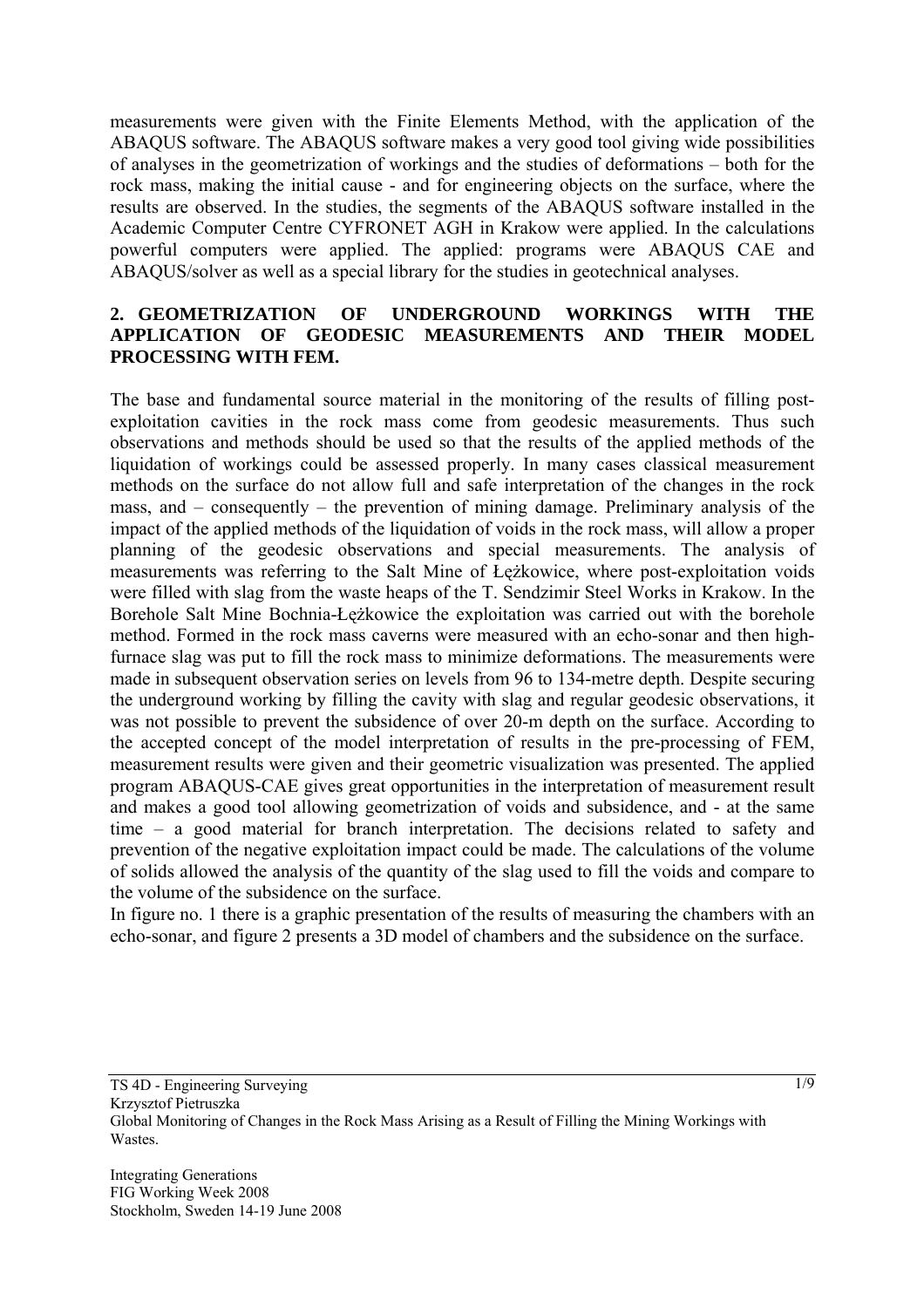measurements were given with the Finite Elements Method, with the application of the ABAQUS software. The ABAQUS software makes a very good tool giving wide possibilities of analyses in the geometrization of workings and the studies of deformations – both for the rock mass, making the initial cause - and for engineering objects on the surface, where the results are observed. In the studies, the segments of the ABAQUS software installed in the Academic Computer Centre CYFRONET AGH in Krakow were applied. In the calculations powerful computers were applied. The applied: programs were ABAQUS CAE and ABAQUS/solver as well as a special library for the studies in geotechnical analyses.

## 2. GEOMETRIZATION OF UNDERGROUND WORKINGS WITH THE APPLICATION OF GEODESIC MEASUREMENTS AND THEIR MODEL PROCESSING WITH FEM.

The base and fundamental source material in the monitoring of the results of filling post-exploitation cavities in the rock mass come from geodesic measurements. Thus such observations and methods should be used so that the results of the applied methods of the liquidation of workings could be assessed properly. In many cases classical measurement methods on the surface do not allow full and safe interpretation of the changes in the rock mass, and – consequently – the prevention of mining damage. Preliminary analysis of the impact of the applied methods of the liquidation of voids in the rock mass, will allow a proper planning of the geodesic observations and special measurements. The analysis of measurements was referring to the Salt Mine of Łężkowice, where post-exploitation voids were filled with slag from the waste heaps of the T. Sendzimir Steel Works in Krakow. In the Borehole Salt Mine Bochnia-Łężkowice the exploitation was carried out with the borehole method. Formed in the rock mass caverns were measured with an echo-sonar and then high-furnace slag was put to fill the rock mass to minimize deformations. The measurements were made in subsequent observation series on levels from 96 to 134-metre depth. Despite securing the underground working by filling the cavity with slag and regular geodesic observations, it was not possible to prevent the subsidence of over 20-m depth on the surface. According to the accepted concept of the model interpretation of results in the pre-processing of FEM, measurement results were given and their geometric visualization was presented. The applied program ABAQUS-CAE gives great opportunities in the interpretation of measurement result and makes a good tool allowing geometrization of voids and subsidence, and - at the same time – a good material for branch interpretation. The decisions related to safety and prevention of the negative exploitation impact could be made. The calculations of the volume of solids allowed the analysis of the quantity of the slag used to fill the voids and compare to the volume of the subsidence on the surface.

In figure no. 1 there is a graphic presentation of the results of measuring the chambers with an echo-sonar, and figure 2 presents a 3D model of chambers and the subsidence on the surface.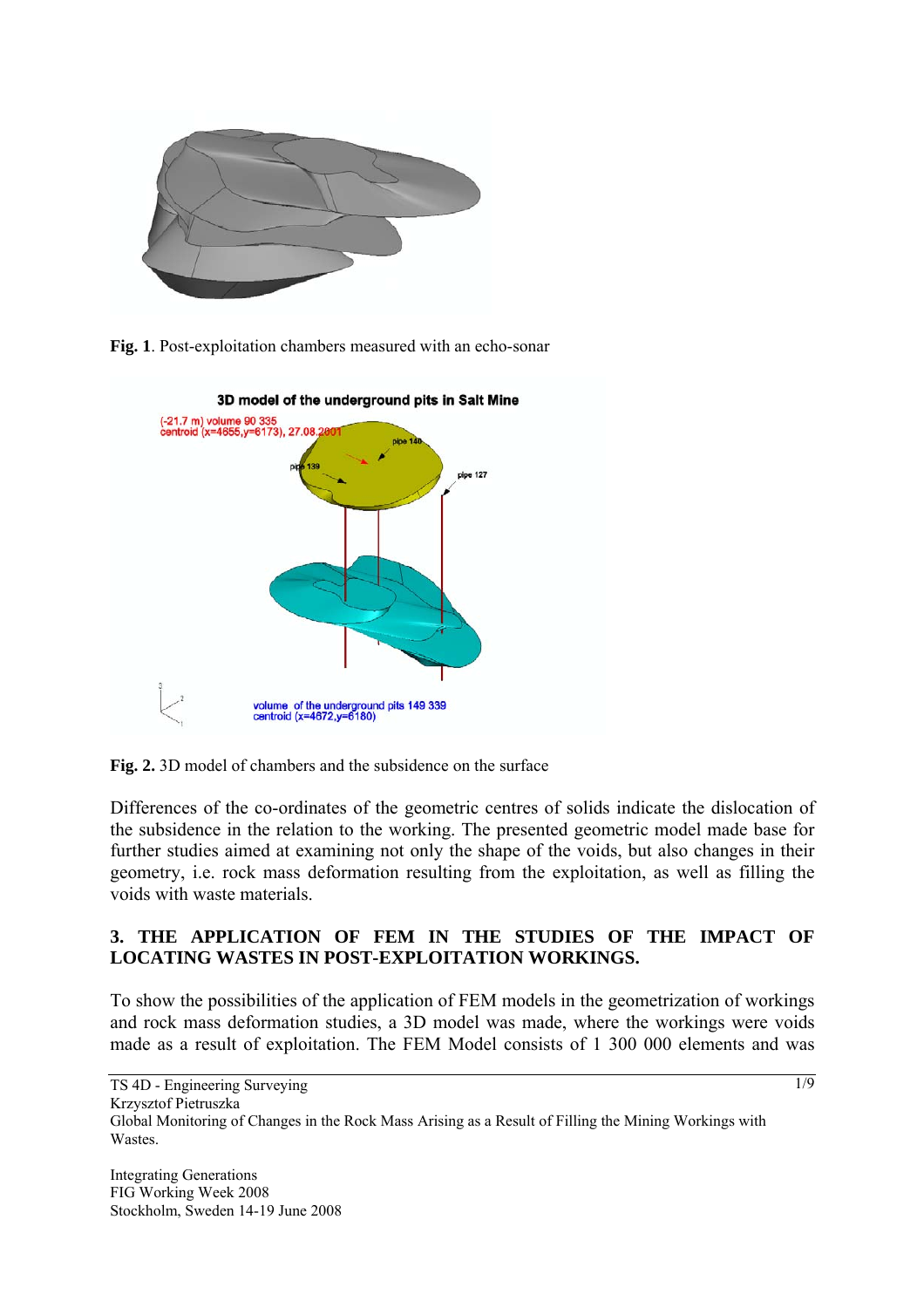**Fig. 1**. Post-exploitation chambers measured with an echo-sonar

**Fig. 2.** 3D model of chambers and the subsidence on the surface

Differences of the co-ordinates of the geometric centres of solids indicate the dislocation of the subsidence in the relation to the working. The presented geometric model made base for further studies aimed at examining not only the shape of the voids, but also changes in their geometry, i.e. rock mass deformation resulting from the exploitation, as well as filling the voids with waste materials.

## 3. THE APPLICATION OF FEM IN THE STUDIES OF THE IMPACT OF LOCATING WASTES IN POST-EXPLOITATION WORKINGS.

To show the possibilities of the application of FEM models in the geometrization of workings and rock mass deformation studies, a 3D model was made, where the workings were voids made as a result of exploitation. The FEM Model consists of 1 300 000 elements and was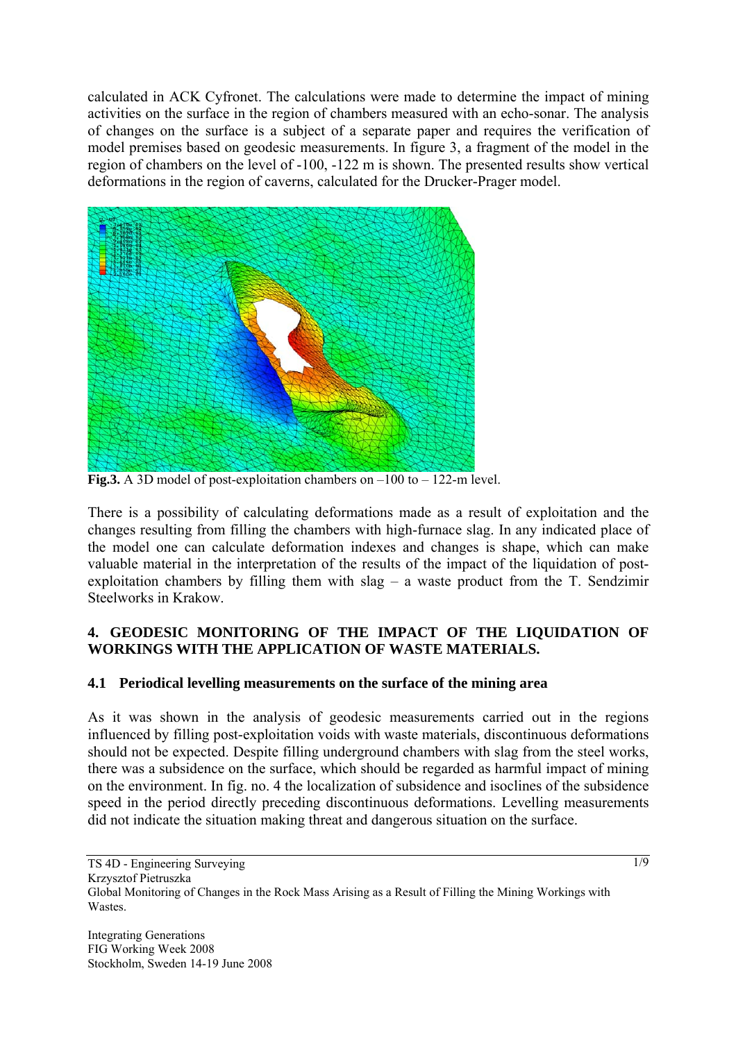calculated in ACK Cyfronet. The calculations were made to determine the impact of mining activities on the surface in the region of chambers measured with an echo-sonar. The analysis of changes on the surface is a subject of a separate paper and requires the verification of model premises based on geodesic measurements. In figure 3, a fragment of the model in the region of chambers on the level of -100, -122 m is shown. The presented results show vertical deformations in the region of caverns, calculated for the Drucker-Prager model.

**Fig.3.** A 3D model of post-exploitation chambers on –100 to – 122-m level.

There is a possibility of calculating deformations made as a result of exploitation and the changes resulting from filling the chambers with high-furnace slag. In any indicated place of the model one can calculate deformation indexes and changes is shape, which can make valuable material in the interpretation of the results of the impact of the liquidation of post-exploitation chambers by filling them with slag – a waste product from the T. Sendzimir Steelworks in Krakow.

## 4. GEODESIC MONITORING OF THE IMPACT OF THE LIQUIDATION OF WORKINGS WITH THE APPLICATION OF WASTE MATERIALS.

### 4.1 Periodical levelling measurements on the surface of the mining area

As it was shown in the analysis of geodesic measurements carried out in the regions influenced by filling post-exploitation voids with waste materials, discontinuous deformations should not be expected. Despite filling underground chambers with slag from the steel works, there was a subsidence on the surface, which should be regarded as harmful impact of mining on the environment. In fig. no. 4 the localization of subsidence and isoclines of the subsidence speed in the period directly preceding discontinuous deformations. Levelling measurements did not indicate the situation making threat and dangerous situation on the surface.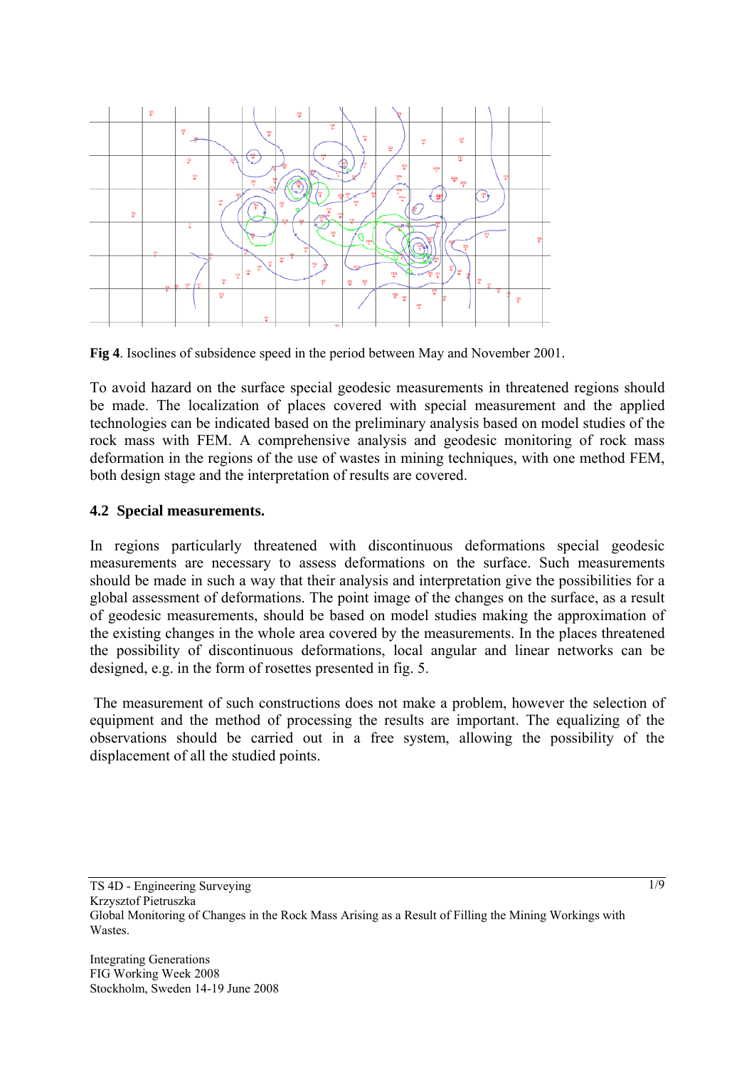**Fig 4**. Isoclines of subsidence speed in the period between May and November 2001.

To avoid hazard on the surface special geodesic measurements in threatened regions should be made. The localization of places covered with special measurement and the applied technologies can be indicated based on the preliminary analysis based on model studies of the rock mass with FEM. A comprehensive analysis and geodesic monitoring of rock mass deformation in the regions of the use of wastes in mining techniques, with one method FEM, both design stage and the interpretation of results are covered.

### 4.2 Special measurements.

In regions particularly threatened with discontinuous deformations special geodesic measurements are necessary to assess deformations on the surface. Such measurements should be made in such a way that their analysis and interpretation give the possibilities for a global assessment of deformations. The point image of the changes on the surface, as a result of geodesic measurements, should be based on model studies making the approximation of the existing changes in the whole area covered by the measurements. In the places threatened the possibility of discontinuous deformations, local angular and linear networks can be designed, e.g. in the form of rosettes presented in fig. 5.

The measurement of such constructions does not make a problem, however the selection of equipment and the method of processing the results are important. The equalizing of the observations should be carried out in a free system, allowing the possibility of the displacement of all the studied points.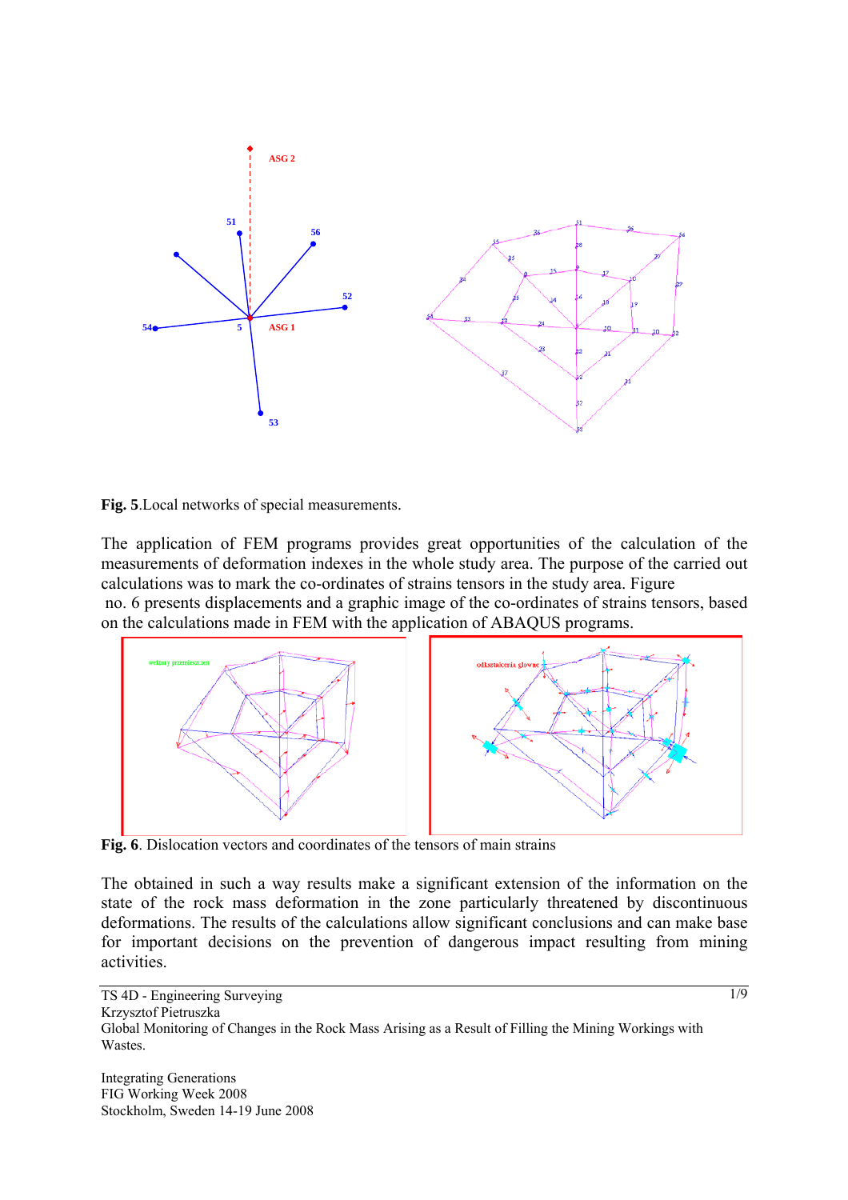**Fig. 5**.Local networks of special measurements.

The application of FEM programs provides great opportunities of the calculation of the measurements of deformation indexes in the whole study area. The purpose of the carried out calculations was to mark the co-ordinates of strains tensors in the study area. Figure no. 6 presents displacements and a graphic image of the co-ordinates of strains tensors, based on the calculations made in FEM with the application of ABAQUS programs.

**Fig. 6**. Dislocation vectors and coordinates of the tensors of main strains

The obtained in such a way results make a significant extension of the information on the state of the rock mass deformation in the zone particularly threatened by discontinuous deformations. The results of the calculations allow significant conclusions and can make base for important decisions on the prevention of dangerous impact resulting from mining activities.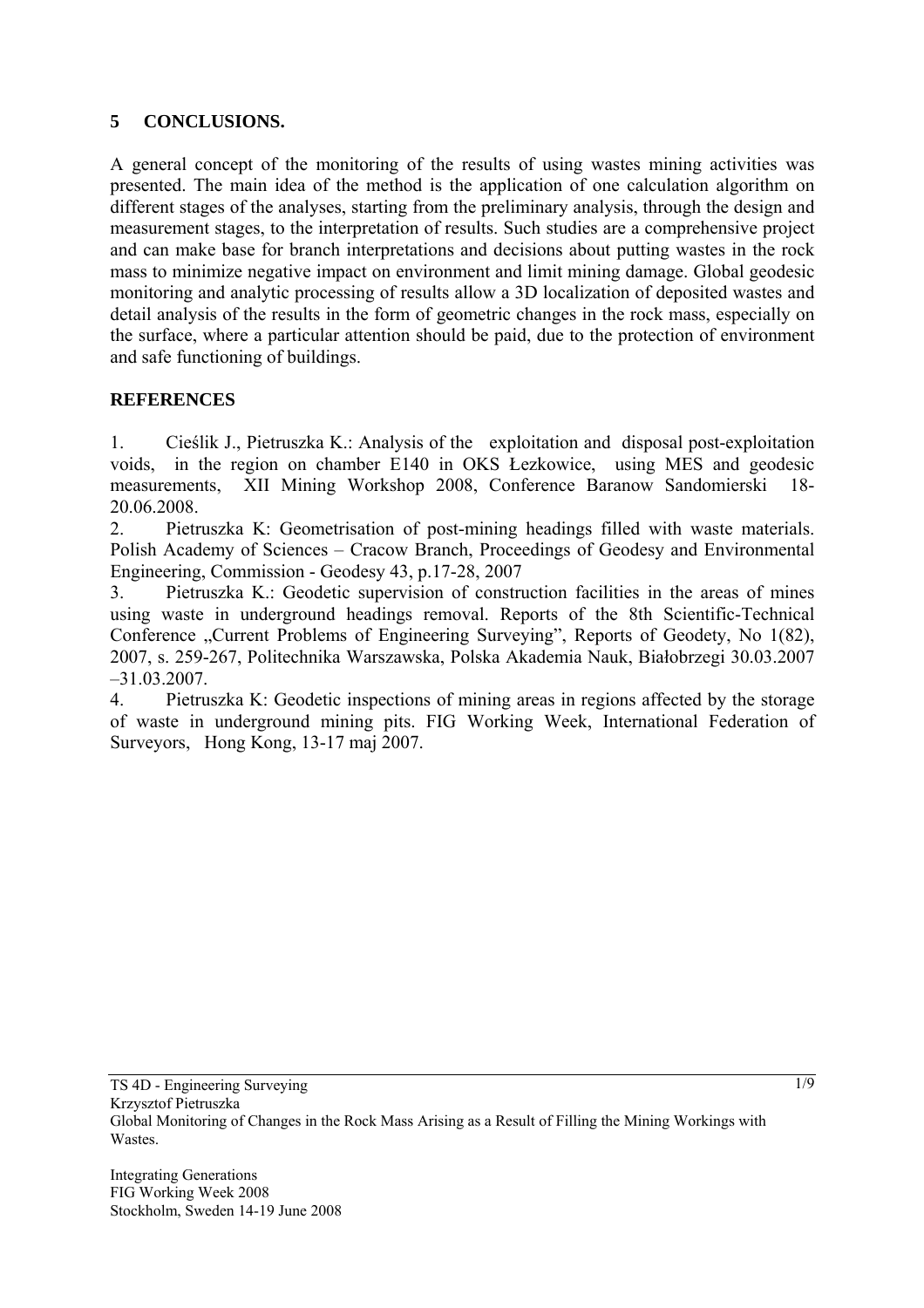## 5 CONCLUSIONS.

A general concept of the monitoring of the results of using wastes mining activities was presented. The main idea of the method is the application of one calculation algorithm on different stages of the analyses, starting from the preliminary analysis, through the design and measurement stages, to the interpretation of results. Such studies are a comprehensive project and can make base for branch interpretations and decisions about putting wastes in the rock mass to minimize negative impact on environment and limit mining damage. Global geodesic monitoring and analytic processing of results allow a 3D localization of deposited wastes and detail analysis of the results in the form of geometric changes in the rock mass, especially on the surface, where a particular attention should be paid, due to the protection of environment and safe functioning of buildings.

## REFERENCES

1. Cieślik J., Pietruszka K.: Analysis of the exploitation and disposal post-exploitation voids, in the region on chamber E140 in OKS Łezkowice, using MES and geodesic measurements, XII Mining Workshop 2008, Conference Baranow Sandomierski 18-20.06.2008.
2. Pietruszka K: Geometrisation of post-mining headings filled with waste materials. Polish Academy of Sciences – Cracow Branch, Proceedings of Geodesy and Environmental Engineering, Commission - Geodesy 43, p.17-28, 2007
3. Pietruszka K.: Geodetic supervision of construction facilities in the areas of mines using waste in underground headings removal. Reports of the 8th Scientific-Technical Conference „Current Problems of Engineering Surveying", Reports of Geodety, No 1(82), 2007, s. 259-267, Politechnika Warszawska, Polska Akademia Nauk, Białobrzegi 30.03.2007 –31.03.2007.
4. Pietruszka K: Geodetic inspections of mining areas in regions affected by the storage of waste in underground mining pits. FIG Working Week, International Federation of Surveyors, Hong Kong, 13-17 maj 2007.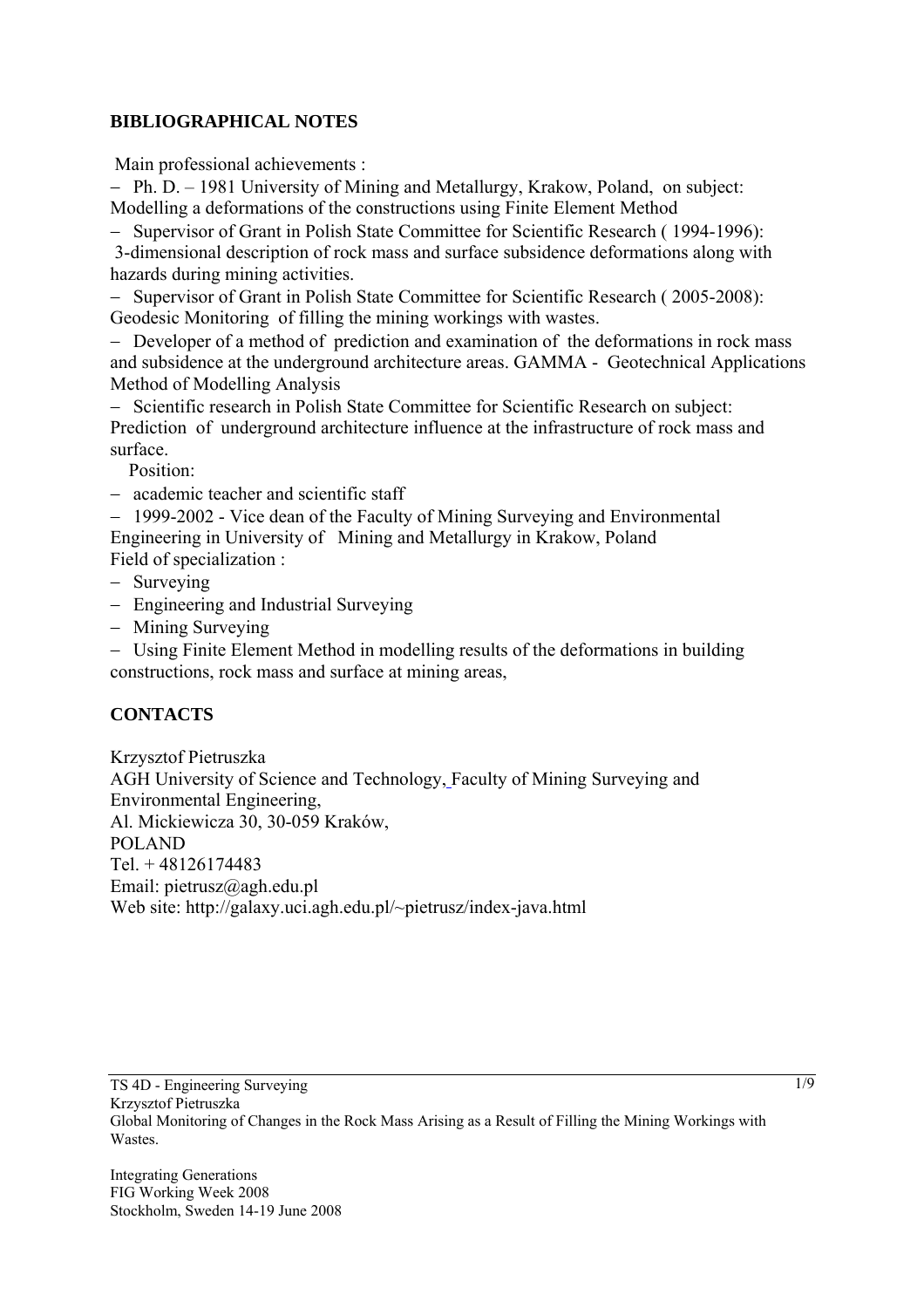## BIBLIOGRAPHICAL NOTES

Main professional achievements :

- Ph. D. – 1981 University of Mining and Metallurgy, Krakow, Poland, on subject: Modelling a deformations of the constructions using Finite Element Method
- Supervisor of Grant in Polish State Committee for Scientific Research ( 1994-1996): 3-dimensional description of rock mass and surface subsidence deformations along with hazards during mining activities.
- Supervisor of Grant in Polish State Committee for Scientific Research ( 2005-2008): Geodesic Monitoring of filling the mining workings with wastes.
- Developer of a method of prediction and examination of the deformations in rock mass and subsidence at the underground architecture areas. GAMMA - Geotechnical Applications Method of Modelling Analysis
- Scientific research in Polish State Committee for Scientific Research on subject: Prediction of underground architecture influence at the infrastructure of rock mass and surface.

Position:

- academic teacher and scientific staff
- 1999-2002 - Vice dean of the Faculty of Mining Surveying and Environmental Engineering in University of Mining and Metallurgy in Krakow, Poland

Field of specialization :

- Surveying
- Engineering and Industrial Surveying
- Mining Surveying
- Using Finite Element Method in modelling results of the deformations in building constructions, rock mass and surface at mining areas,

## CONTACTS

Krzysztof Pietruszka
AGH University of Science and Technology, Faculty of Mining Surveying and Environmental Engineering,
Al. Mickiewicza 30, 30-059 Kraków,
POLAND
Tel. + 48126174483
Email: pietrusz@agh.edu.pl
Web site: http://galaxy.uci.agh.edu.pl/~pietrusz/index-java.html